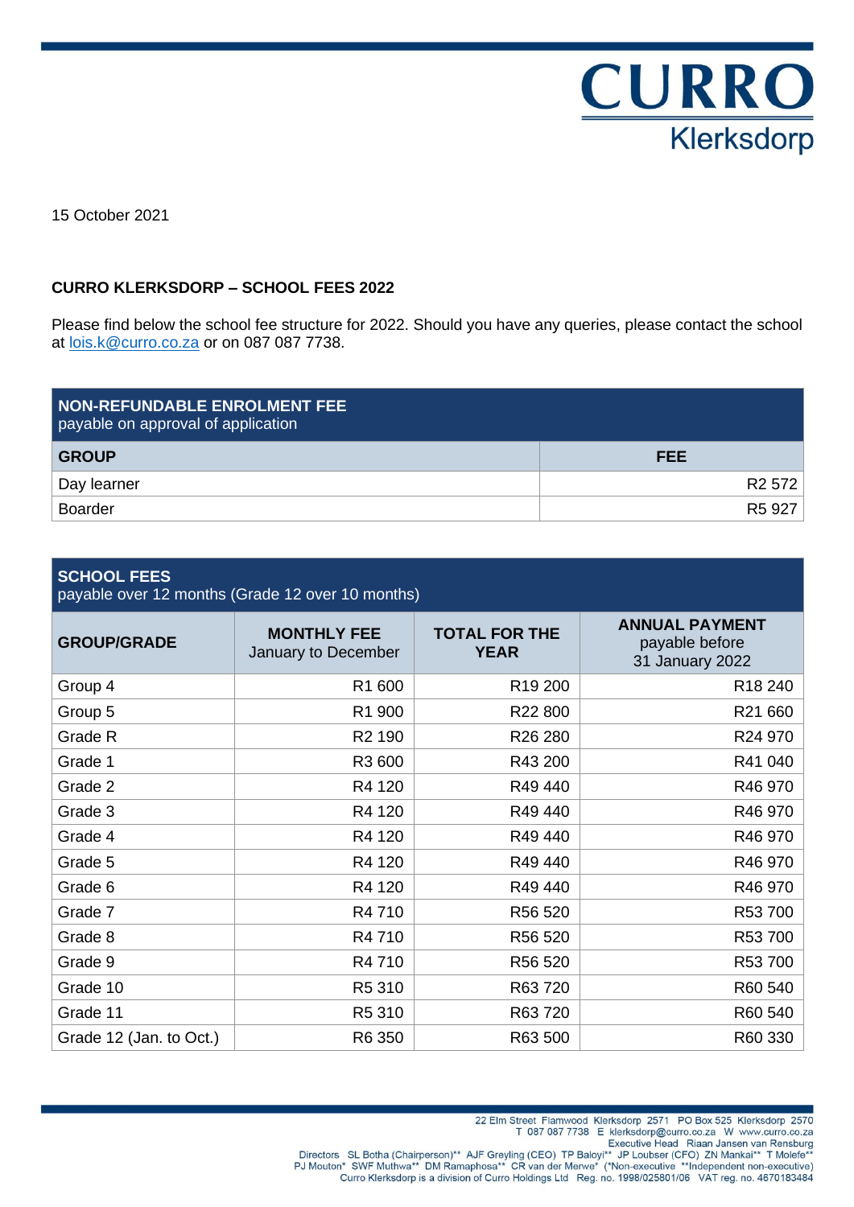CURRO
Klerksdorp

15 October 2021

**CURRO KLERKSDORP – SCHOOL FEES 2022**

Please find below the school fee structure for 2022. Should you have any queries, please contact the school at lois.k@curro.co.za or on 087 087 7738.

| **NON-REFUNDABLE ENROLMENT FEE** payable on approval of application | |
|---|---|
| **GROUP** | **FEE** |
| Day learner | R2 572 |
| Boarder | R5 927 |

| **SCHOOL FEES** payable over 12 months (Grade 12 over 10 months) | | | |
|---|---|---|---|
| **GROUP/GRADE** | **MONTHLY FEE** January to December | **TOTAL FOR THE YEAR** | **ANNUAL PAYMENT** payable before 31 January 2022 |
| Group 4 | R1 600 | R19 200 | R18 240 |
| Group 5 | R1 900 | R22 800 | R21 660 |
| Grade R | R2 190 | R26 280 | R24 970 |
| Grade 1 | R3 600 | R43 200 | R41 040 |
| Grade 2 | R4 120 | R49 440 | R46 970 |
| Grade 3 | R4 120 | R49 440 | R46 970 |
| Grade 4 | R4 120 | R49 440 | R46 970 |
| Grade 5 | R4 120 | R49 440 | R46 970 |
| Grade 6 | R4 120 | R49 440 | R46 970 |
| Grade 7 | R4 710 | R56 520 | R53 700 |
| Grade 8 | R4 710 | R56 520 | R53 700 |
| Grade 9 | R4 710 | R56 520 | R53 700 |
| Grade 10 | R5 310 | R63 720 | R60 540 |
| Grade 11 | R5 310 | R63 720 | R60 540 |
| Grade 12 (Jan. to Oct.) | R6 350 | R63 500 | R60 330 |

22 Elm Street Flamwood Klerksdorp 2571 PO Box 525 Klerksdorp 2570
T 087 087 7738 E klerksdorp@curro.co.za W www.curro.co.za
Executive Head Riaan Jansen van Rensburg
Directors SL Botha (Chairperson)** AJF Greyling (CEO) TP Baloyi** JP Loubser (CFO) ZN Mankai** T Molefe**
PJ Mouton* SWF Muthwa** DM Ramaphosa** CR van der Merwe* (*Non-executive **Independent non-executive)
Curro Klerksdorp is a division of Curro Holdings Ltd Reg. no. 1998/025801/06 VAT reg. no. 4670183484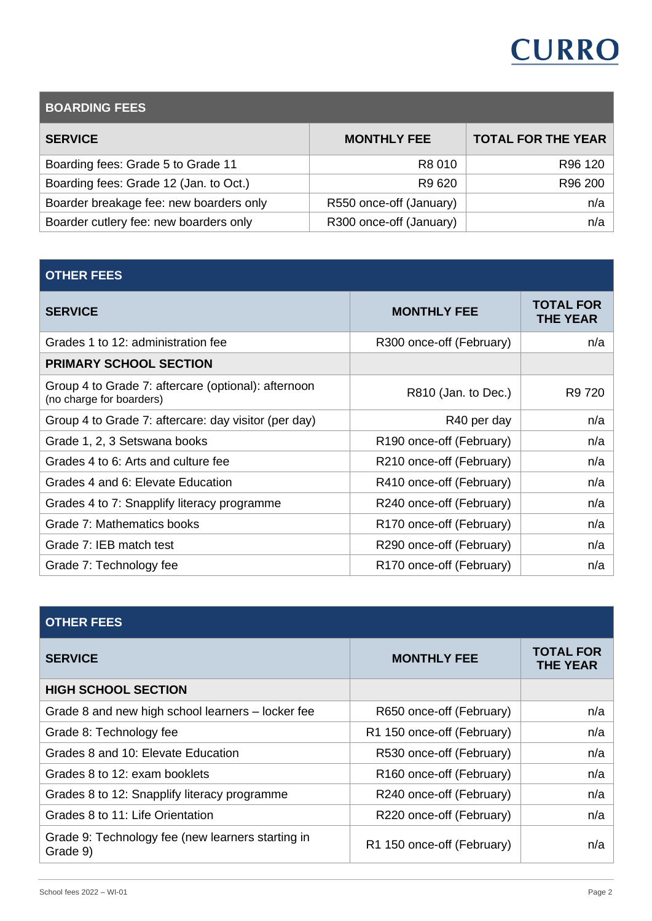| BOARDING FEES | | |
|---|---|---|
| **SERVICE** | **MONTHLY FEE** | **TOTAL FOR THE YEAR** |
| Boarding fees: Grade 5 to Grade 11 | R8 010 | R96 120 |
| Boarding fees: Grade 12 (Jan. to Oct.) | R9 620 | R96 200 |
| Boarder breakage fee: new boarders only | R550 once-off (January) | n/a |
| Boarder cutlery fee: new boarders only | R300 once-off (January) | n/a |

| OTHER FEES | | |
|---|---|---|
| **SERVICE** | **MONTHLY FEE** | **TOTAL FOR THE YEAR** |
| Grades 1 to 12: administration fee | R300 once-off (February) | n/a |
| **PRIMARY SCHOOL SECTION** | | |
| Group 4 to Grade 7: aftercare (optional): afternoon (no charge for boarders) | R810 (Jan. to Dec.) | R9 720 |
| Group 4 to Grade 7: aftercare: day visitor (per day) | R40 per day | n/a |
| Grade 1, 2, 3 Setswana books | R190 once-off (February) | n/a |
| Grades 4 to 6: Arts and culture fee | R210 once-off (February) | n/a |
| Grades 4 and 6: Elevate Education | R410 once-off (February) | n/a |
| Grades 4 to 7: Snapplify literacy programme | R240 once-off (February) | n/a |
| Grade 7: Mathematics books | R170 once-off (February) | n/a |
| Grade 7: IEB match test | R290 once-off (February) | n/a |
| Grade 7: Technology fee | R170 once-off (February) | n/a |

| OTHER FEES | | |
|---|---|---|
| **SERVICE** | **MONTHLY FEE** | **TOTAL FOR THE YEAR** |
| **HIGH SCHOOL SECTION** | | |
| Grade 8 and new high school learners – locker fee | R650 once-off (February) | n/a |
| Grade 8: Technology fee | R1 150 once-off (February) | n/a |
| Grades 8 and 10: Elevate Education | R530 once-off (February) | n/a |
| Grades 8 to 12: exam booklets | R160 once-off (February) | n/a |
| Grades 8 to 12: Snapplify literacy programme | R240 once-off (February) | n/a |
| Grades 8 to 11: Life Orientation | R220 once-off (February) | n/a |
| Grade 9: Technology fee (new learners starting in Grade 9) | R1 150 once-off (February) | n/a |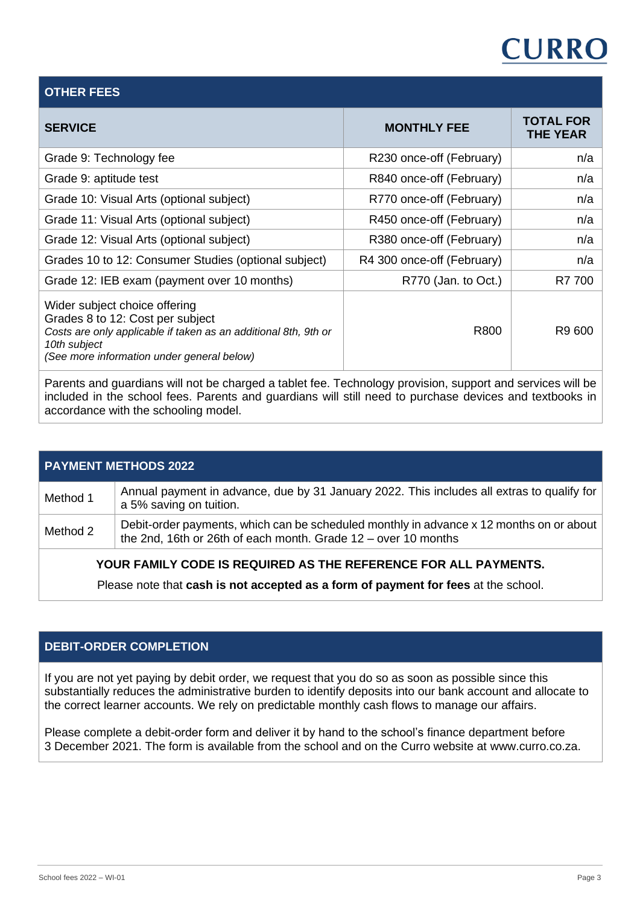## OTHER FEES

| SERVICE | MONTHLY FEE | TOTAL FOR THE YEAR |
|---|---|---|
| Grade 9: Technology fee | R230 once-off (February) | n/a |
| Grade 9: aptitude test | R840 once-off (February) | n/a |
| Grade 10: Visual Arts (optional subject) | R770 once-off (February) | n/a |
| Grade 11: Visual Arts (optional subject) | R450 once-off (February) | n/a |
| Grade 12: Visual Arts (optional subject) | R380 once-off (February) | n/a |
| Grades 10 to 12: Consumer Studies (optional subject) | R4 300 once-off (February) | n/a |
| Grade 12: IEB exam (payment over 10 months) | R770 (Jan. to Oct.) | R7 700 |
| Wider subject choice offering<br>Grades 8 to 12: Cost per subject<br>*Costs are only applicable if taken as an additional 8th, 9th or 10th subject*<br>*(See more information under general below)* | R800 | R9 600 |

Parents and guardians will not be charged a tablet fee. Technology provision, support and services will be included in the school fees. Parents and guardians will still need to purchase devices and textbooks in accordance with the schooling model.

## PAYMENT METHODS 2022

| | |
|---|---|
| Method 1 | Annual payment in advance, due by 31 January 2022. This includes all extras to qualify for a 5% saving on tuition. |
| Method 2 | Debit-order payments, which can be scheduled monthly in advance x 12 months on or about the 2nd, 16th or 26th of each month. Grade 12 – over 10 months |

**YOUR FAMILY CODE IS REQUIRED AS THE REFERENCE FOR ALL PAYMENTS.**

Please note that **cash is not accepted as a form of payment for fees** at the school.

## DEBIT-ORDER COMPLETION

If you are not yet paying by debit order, we request that you do so as soon as possible since this substantially reduces the administrative burden to identify deposits into our bank account and allocate to the correct learner accounts. We rely on predictable monthly cash flows to manage our affairs.

Please complete a debit-order form and deliver it by hand to the school's finance department before 3 December 2021. The form is available from the school and on the Curro website at www.curro.co.za.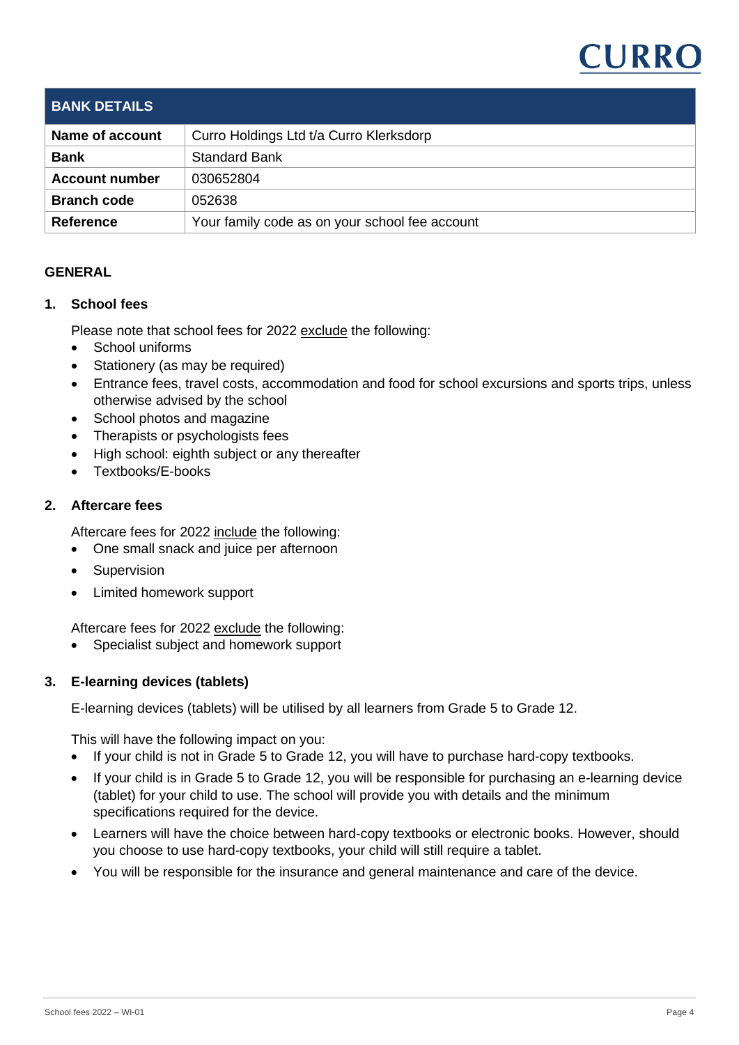| BANK DETAILS | |
| --- | --- |
| **Name of account** | Curro Holdings Ltd t/a Curro Klerksdorp |
| **Bank** | Standard Bank |
| **Account number** | 030652804 |
| **Branch code** | 052638 |
| **Reference** | Your family code as on your school fee account |

## GENERAL

### 1. School fees

Please note that school fees for 2022 exclude the following:

- School uniforms
- Stationery (as may be required)
- Entrance fees, travel costs, accommodation and food for school excursions and sports trips, unless otherwise advised by the school
- School photos and magazine
- Therapists or psychologists fees
- High school: eighth subject or any thereafter
- Textbooks/E-books

### 2. Aftercare fees

Aftercare fees for 2022 include the following:

- One small snack and juice per afternoon
- Supervision
- Limited homework support

Aftercare fees for 2022 exclude the following:

- Specialist subject and homework support

### 3. E-learning devices (tablets)

E-learning devices (tablets) will be utilised by all learners from Grade 5 to Grade 12.

This will have the following impact on you:

- If your child is not in Grade 5 to Grade 12, you will have to purchase hard-copy textbooks.
- If your child is in Grade 5 to Grade 12, you will be responsible for purchasing an e-learning device (tablet) for your child to use. The school will provide you with details and the minimum specifications required for the device.
- Learners will have the choice between hard-copy textbooks or electronic books. However, should you choose to use hard-copy textbooks, your child will still require a tablet.
- You will be responsible for the insurance and general maintenance and care of the device.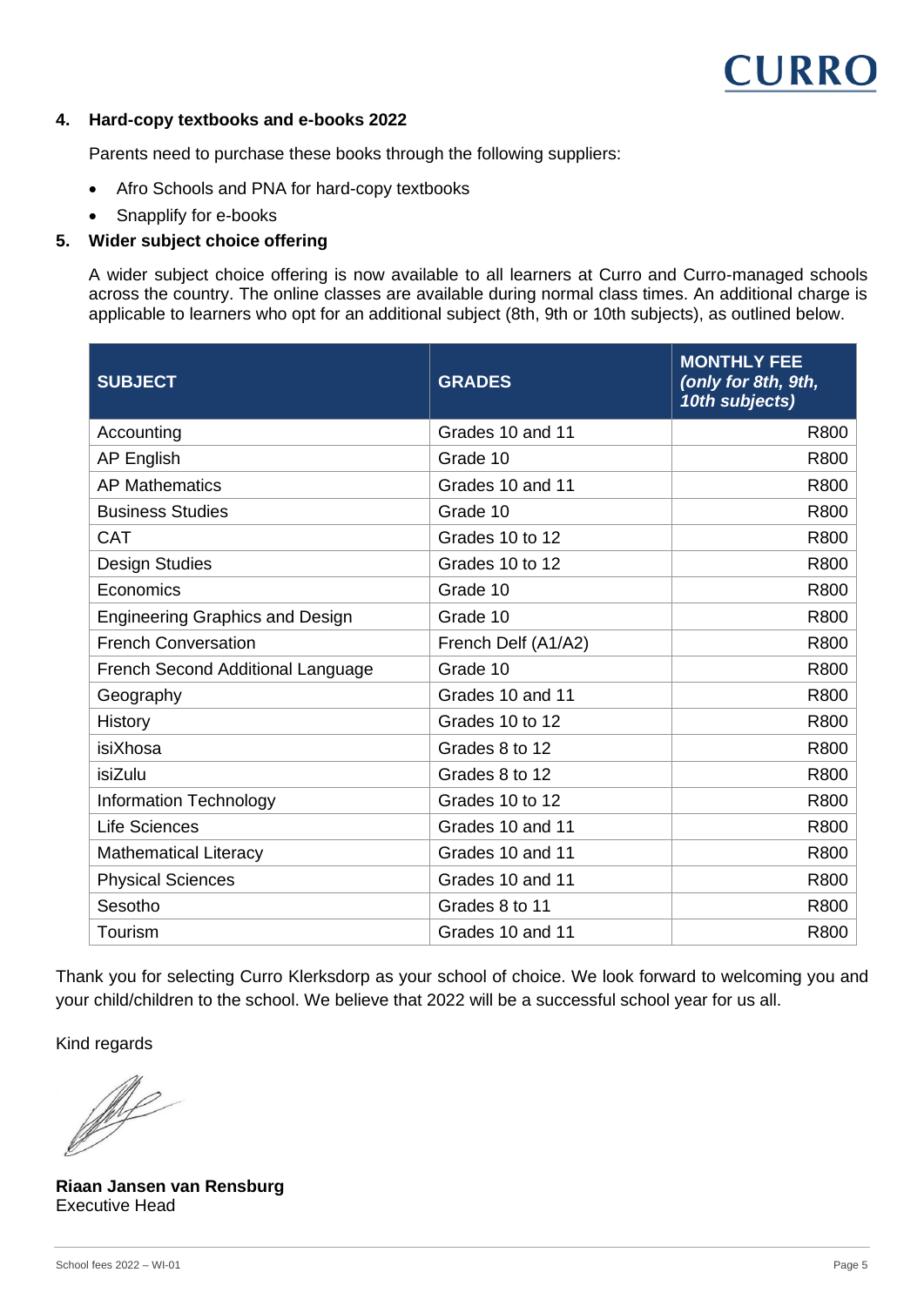## 4. Hard-copy textbooks and e-books 2022

Parents need to purchase these books through the following suppliers:

- Afro Schools and PNA for hard-copy textbooks
- Snapplify for e-books

## 5. Wider subject choice offering

A wider subject choice offering is now available to all learners at Curro and Curro-managed schools across the country. The online classes are available during normal class times. An additional charge is applicable to learners who opt for an additional subject (8th, 9th or 10th subjects), as outlined below.

| SUBJECT | GRADES | MONTHLY FEE *(only for 8th, 9th, 10th subjects)* |
|---|---|---|
| Accounting | Grades 10 and 11 | R800 |
| AP English | Grade 10 | R800 |
| AP Mathematics | Grades 10 and 11 | R800 |
| Business Studies | Grade 10 | R800 |
| CAT | Grades 10 to 12 | R800 |
| Design Studies | Grades 10 to 12 | R800 |
| Economics | Grade 10 | R800 |
| Engineering Graphics and Design | Grade 10 | R800 |
| French Conversation | French Delf (A1/A2) | R800 |
| French Second Additional Language | Grade 10 | R800 |
| Geography | Grades 10 and 11 | R800 |
| History | Grades 10 to 12 | R800 |
| isiXhosa | Grades 8 to 12 | R800 |
| isiZulu | Grades 8 to 12 | R800 |
| Information Technology | Grades 10 to 12 | R800 |
| Life Sciences | Grades 10 and 11 | R800 |
| Mathematical Literacy | Grades 10 and 11 | R800 |
| Physical Sciences | Grades 10 and 11 | R800 |
| Sesotho | Grades 8 to 11 | R800 |
| Tourism | Grades 10 and 11 | R800 |

Thank you for selecting Curro Klerksdorp as your school of choice. We look forward to welcoming you and your child/children to the school. We believe that 2022 will be a successful school year for us all.

Kind regards

**Riaan Jansen van Rensburg**
Executive Head